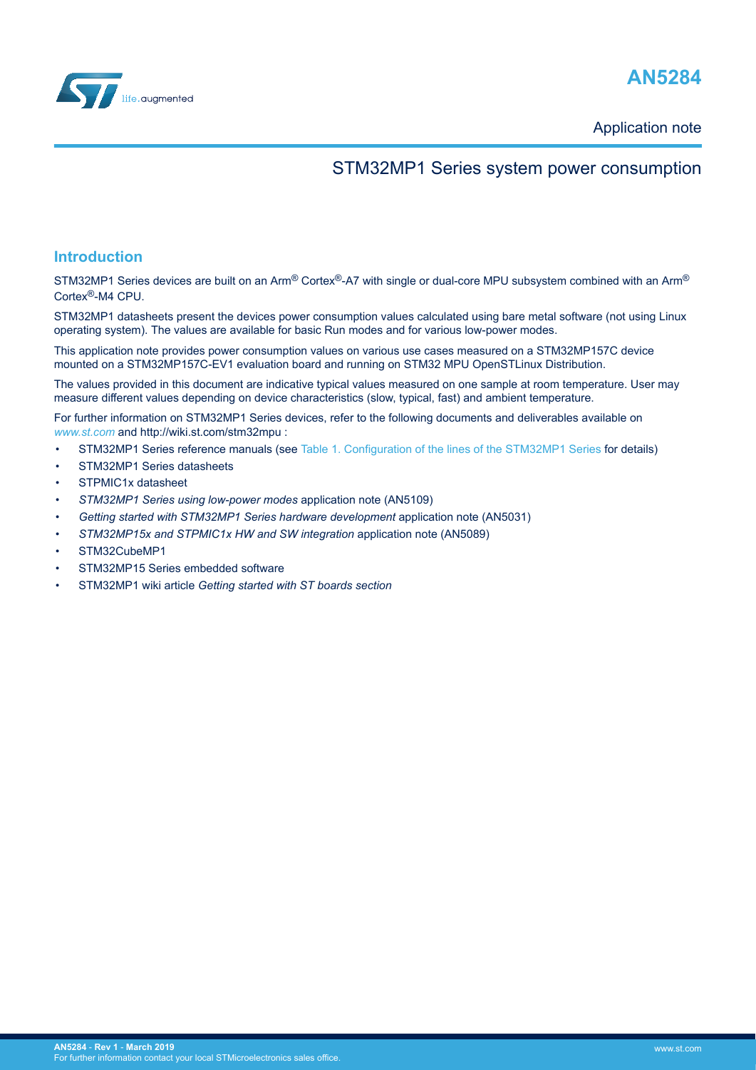# AN5284

Application note

## STM32MP1 Series system power consumption

### Introduction

STM32MP1 Series devices are built on an Arm® Cortex®-A7 with single or dual-core MPU subsystem combined with an Arm® Cortex®-M4 CPU.

STM32MP1 datasheets present the devices power consumption values calculated using bare metal software (not using Linux operating system). The values are available for basic Run modes and for various low-power modes.

This application note provides power consumption values on various use cases measured on a STM32MP157C device mounted on a STM32MP157C-EV1 evaluation board and running on STM32 MPU OpenSTLinux Distribution.

The values provided in this document are indicative typical values measured on one sample at room temperature. User may measure different values depending on device characteristics (slow, typical, fast) and ambient temperature.

For further information on STM32MP1 Series devices, refer to the following documents and deliverables available on *www.st.com* and http://wiki.st.com/stm32mpu :

- STM32MP1 Series reference manuals (see Table 1. Configuration of the lines of the STM32MP1 Series for details)
- STM32MP1 Series datasheets
- STPMIC1x datasheet
- *STM32MP1 Series using low-power modes* application note (AN5109)
- *Getting started with STM32MP1 Series hardware development* application note (AN5031)
- *STM32MP15x and STPMIC1x HW and SW integration* application note (AN5089)
- STM32CubeMP1
- STM32MP15 Series embedded software
- STM32MP1 wiki article *Getting started with ST boards section*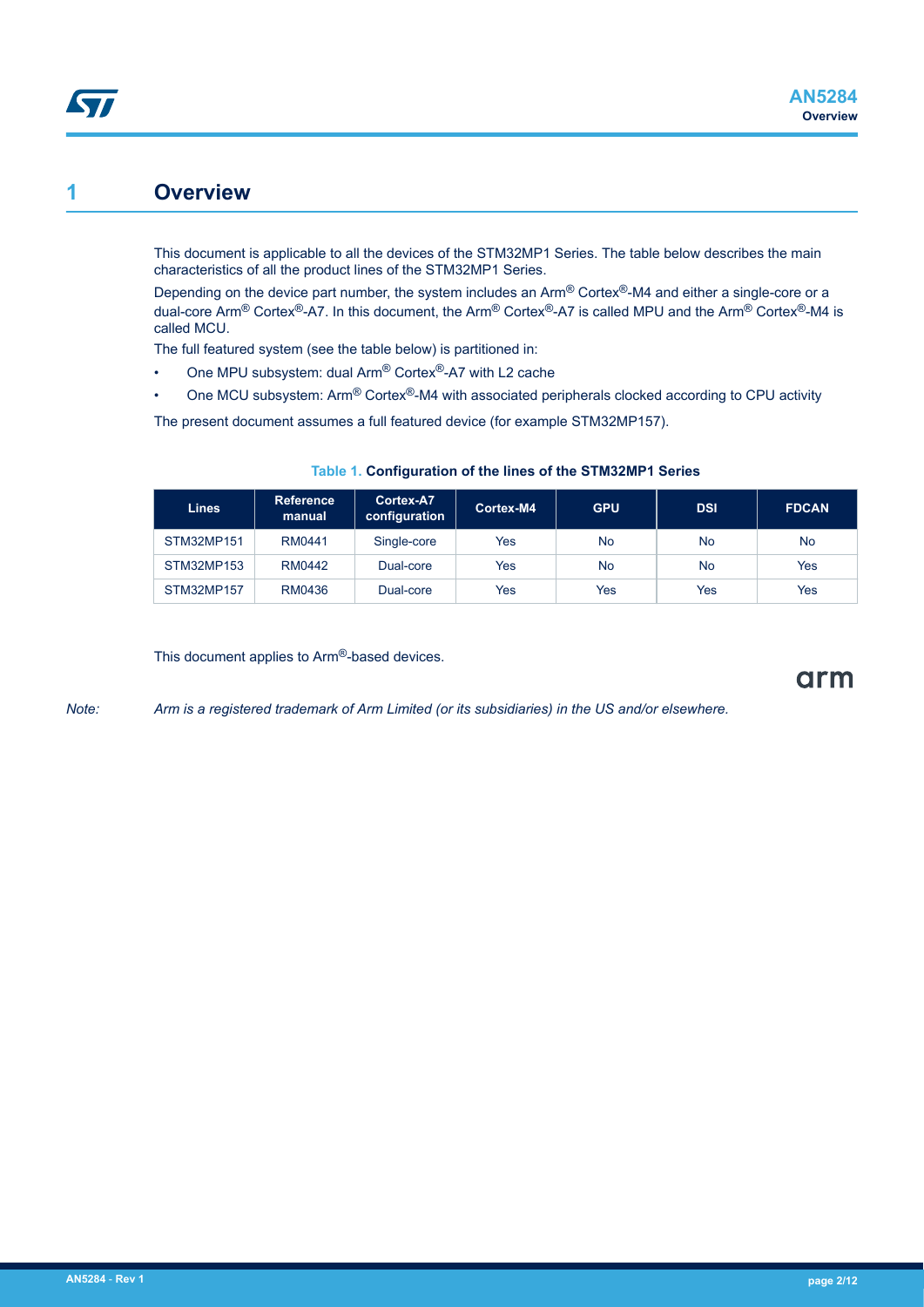# 1 Overview

This document is applicable to all the devices of the STM32MP1 Series. The table below describes the main characteristics of all the product lines of the STM32MP1 Series.

Depending on the device part number, the system includes an Arm® Cortex®-M4 and either a single-core or a dual-core Arm® Cortex®-A7. In this document, the Arm® Cortex®-A7 is called MPU and the Arm® Cortex®-M4 is called MCU.

The full featured system (see the table below) is partitioned in:

- One MPU subsystem: dual Arm® Cortex®-A7 with L2 cache
- One MCU subsystem: Arm® Cortex®-M4 with associated peripherals clocked according to CPU activity

The present document assumes a full featured device (for example STM32MP157).

**Table 1. Configuration of the lines of the STM32MP1 Series**

| Lines | Reference manual | Cortex-A7 configuration | Cortex-M4 | GPU | DSI | FDCAN |
|---|---|---|---|---|---|---|
| STM32MP151 | RM0441 | Single-core | Yes | No | No | No |
| STM32MP153 | RM0442 | Dual-core | Yes | No | No | Yes |
| STM32MP157 | RM0436 | Dual-core | Yes | Yes | Yes | Yes |

This document applies to Arm®-based devices.

*Note: Arm is a registered trademark of Arm Limited (or its subsidiaries) in the US and/or elsewhere.*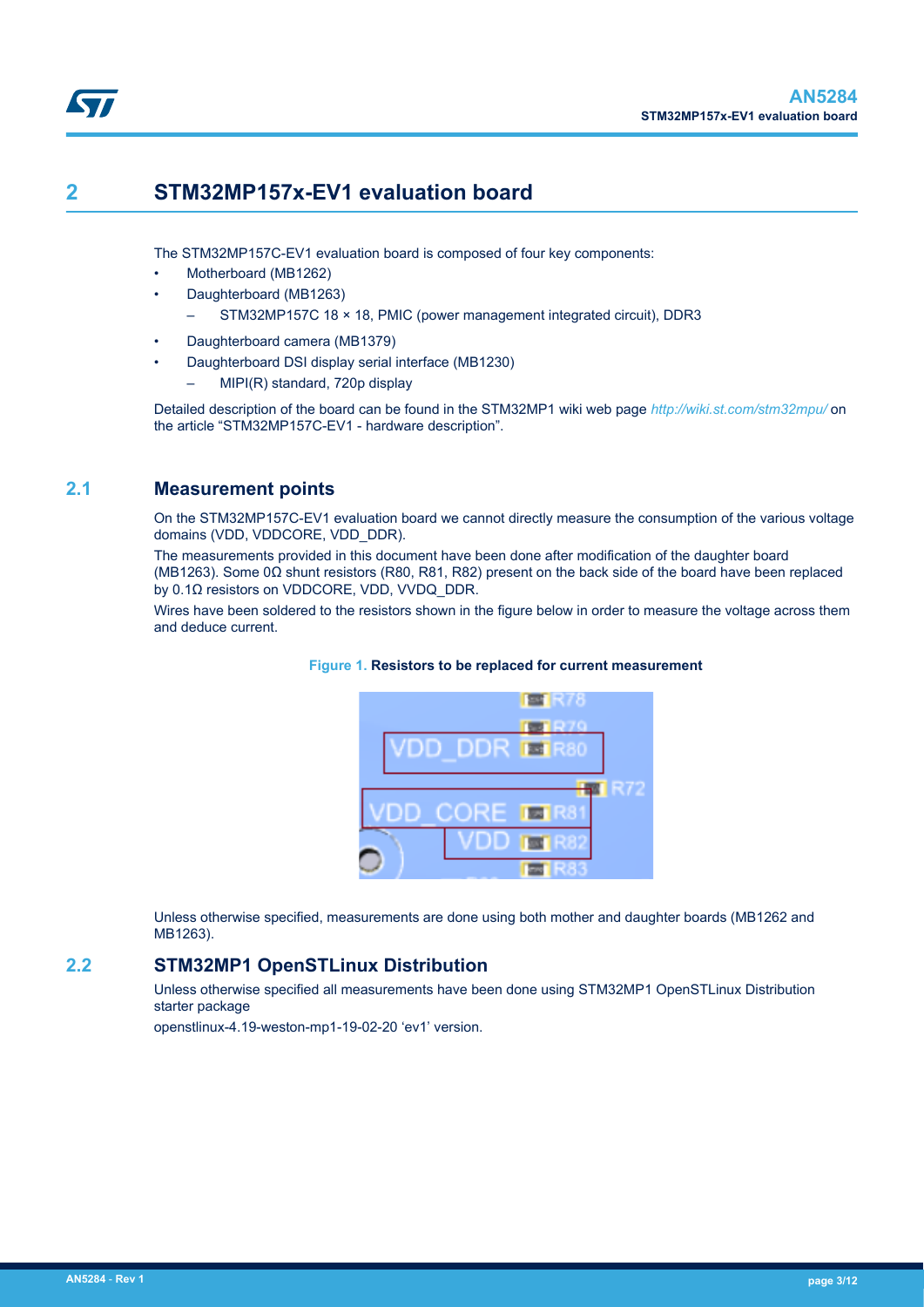# 2 STM32MP157x-EV1 evaluation board

The STM32MP157C-EV1 evaluation board is composed of four key components:

- Motherboard (MB1262)
- Daughterboard (MB1263)
  - STM32MP157C 18 × 18, PMIC (power management integrated circuit), DDR3
- Daughterboard camera (MB1379)
- Daughterboard DSI display serial interface (MB1230)
  - MIPI(R) standard, 720p display

Detailed description of the board can be found in the STM32MP1 wiki web page *http://wiki.st.com/stm32mpu/* on the article "STM32MP157C-EV1 - hardware description".

## 2.1 Measurement points

On the STM32MP157C-EV1 evaluation board we cannot directly measure the consumption of the various voltage domains (VDD, VDDCORE, VDD_DDR).

The measurements provided in this document have been done after modification of the daughter board (MB1263). Some 0Ω shunt resistors (R80, R81, R82) present on the back side of the board have been replaced by 0.1Ω resistors on VDDCORE, VDD, VVDQ_DDR.

Wires have been soldered to the resistors shown in the figure below in order to measure the voltage across them and deduce current.

**Figure 1. Resistors to be replaced for current measurement**

Unless otherwise specified, measurements are done using both mother and daughter boards (MB1262 and MB1263).

## 2.2 STM32MP1 OpenSTLinux Distribution

Unless otherwise specified all measurements have been done using STM32MP1 OpenSTLinux Distribution starter package

openstlinux-4.19-weston-mp1-19-02-20 'ev1' version.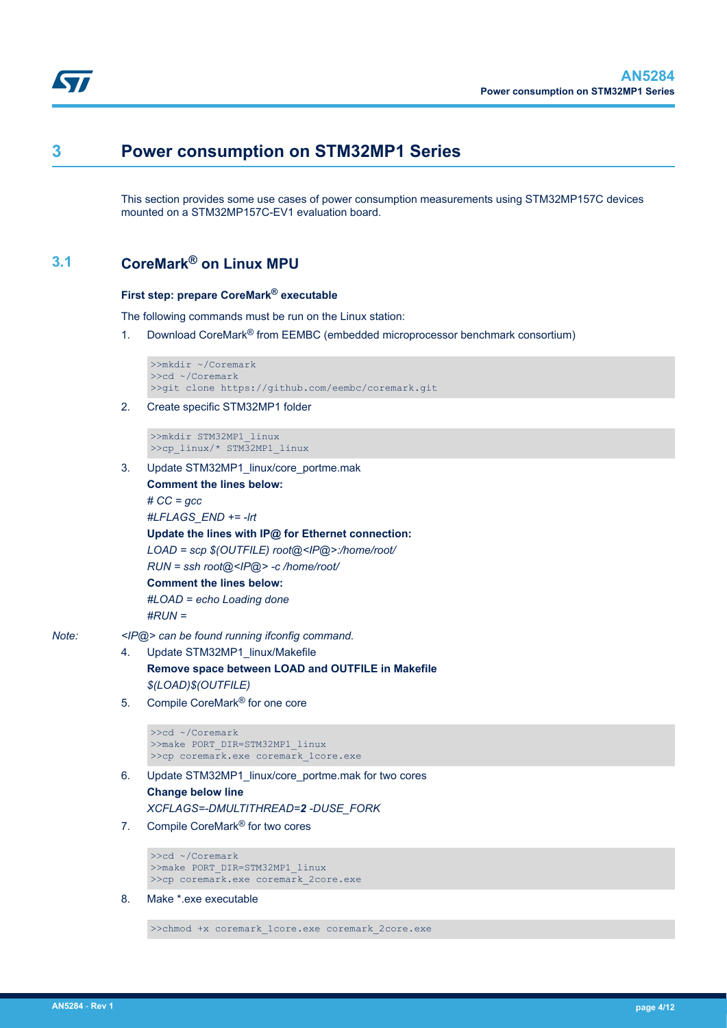# 3 Power consumption on STM32MP1 Series

This section provides some use cases of power consumption measurements using STM32MP157C devices mounted on a STM32MP157C-EV1 evaluation board.

## 3.1 CoreMark® on Linux MPU

### First step: prepare CoreMark® executable

The following commands must be run on the Linux station:

1. Download CoreMark® from EEMBC (embedded microprocessor benchmark consortium)

```
>>mkdir ~/Coremark
>>cd ~/Coremark
>>git clone https://github.com/eembc/coremark.git
```

2. Create specific STM32MP1 folder

```
>>mkdir STM32MP1_linux
>>cp_linux/* STM32MP1_linux
```

3. Update STM32MP1_linux/core_portme.mak

   **Comment the lines below:**

   *# CC = gcc*

   *#LFLAGS_END += -lrt*

   **Update the lines with IP@ for Ethernet connection:**

   *LOAD = scp $(OUTFILE) root@<IP@>:/home/root/*

   *RUN = ssh root@<IP@> -c /home/root/*

   **Comment the lines below:**

   *#LOAD = echo Loading done*

   *#RUN =*

*Note: <IP@> can be found running ifconfig command.*

4. Update STM32MP1_linux/Makefile

   **Remove space between LOAD and OUTFILE in Makefile**

   *$(LOAD)$(OUTFILE)*

5. Compile CoreMark® for one core

```
>>cd ~/Coremark
>>make PORT_DIR=STM32MP1_linux
>>cp coremark.exe coremark_1core.exe
```

6. Update STM32MP1_linux/core_portme.mak for two cores

   **Change below line**

   *XCFLAGS=-DMULTITHREAD=**2** -DUSE_FORK*

7. Compile CoreMark® for two cores

```
>>cd ~/Coremark
>>make PORT_DIR=STM32MP1_linux
>>cp coremark.exe coremark_2core.exe
```

8. Make *.exe executable

```
>>chmod +x coremark_1core.exe coremark_2core.exe
```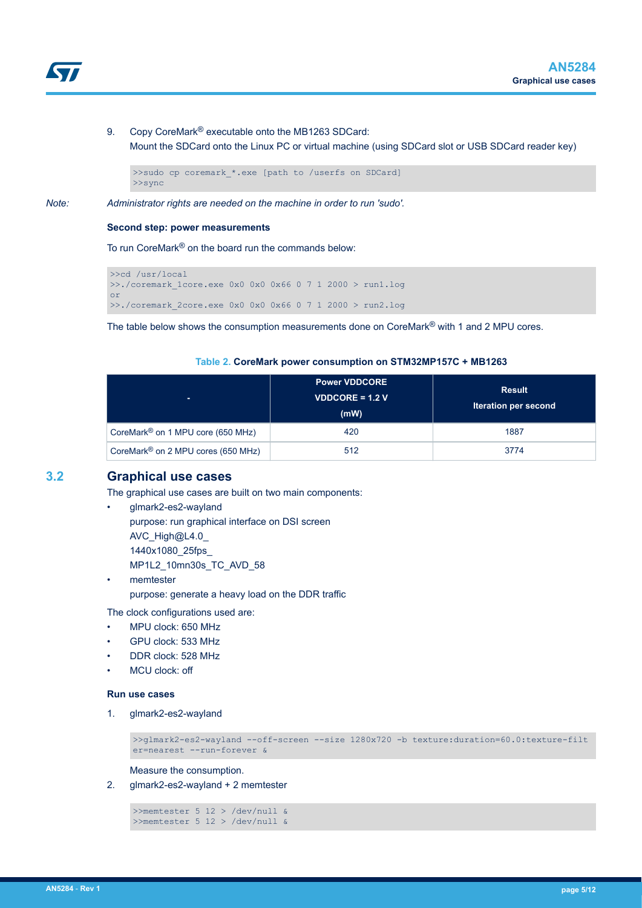9. Copy CoreMark® executable onto the MB1263 SDCard:
   Mount the SDCard onto the Linux PC or virtual machine (using SDCard slot or USB SDCard reader key)

```
>>sudo cp coremark_*.exe [path to /userfs on SDCard]
>>sync
```

*Note: Administrator rights are needed on the machine in order to run 'sudo'.*

**Second step: power measurements**

To run CoreMark® on the board run the commands below:

```
>>cd /usr/local
>>./coremark_1core.exe 0x0 0x0 0x66 0 7 1 2000 > run1.log
or
>>./coremark_2core.exe 0x0 0x0 0x66 0 7 1 2000 > run2.log
```

The table below shows the consumption measurements done on CoreMark® with 1 and 2 MPU cores.

**Table 2. CoreMark power consumption on STM32MP157C + MB1263**

| - | Power VDDCORE VDDCORE = 1.2 V (mW) | Result Iteration per second |
|---|---|---|
| CoreMark® on 1 MPU core (650 MHz) | 420 | 1887 |
| CoreMark® on 2 MPU cores (650 MHz) | 512 | 3774 |

## 3.2 Graphical use cases

The graphical use cases are built on two main components:

- glmark2-es2-wayland
  purpose: run graphical interface on DSI screen
  AVC_High@L4.0_
  1440x1080_25fps_
  MP1L2_10mn30s_TC_AVD_58
- memtester
  purpose: generate a heavy load on the DDR traffic

The clock configurations used are:

- MPU clock: 650 MHz
- GPU clock: 533 MHz
- DDR clock: 528 MHz
- MCU clock: off

**Run use cases**

1. glmark2-es2-wayland

```
>>glmark2-es2-wayland --off-screen --size 1280x720 -b texture:duration=60.0:texture-filt
er=nearest --run-forever &
```

   Measure the consumption.

2. glmark2-es2-wayland + 2 memtester

```
>>memtester 5 12 > /dev/null &
>>memtester 5 12 > /dev/null &
```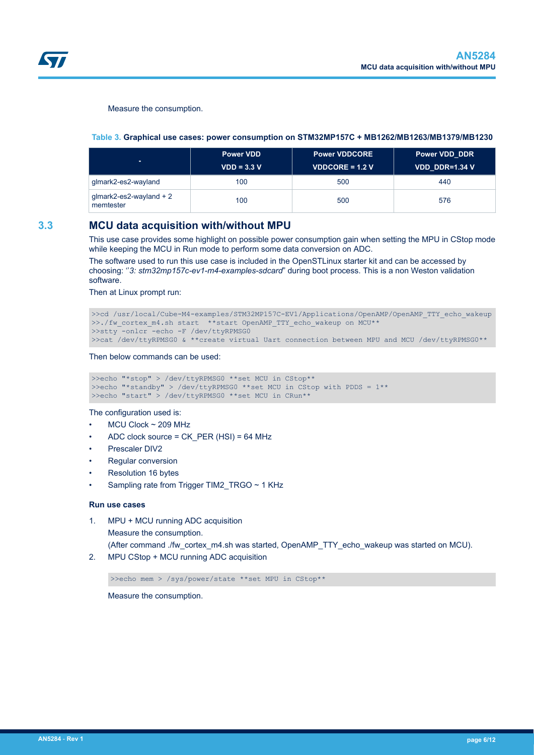Measure the consumption.

**Table 3. Graphical use cases: power consumption on STM32MP157C + MB1262/MB1263/MB1379/MB1230**

| - | Power VDD<br>VDD = 3.3 V | Power VDDCORE<br>VDDCORE = 1.2 V | Power VDD_DDR<br>VDD_DDR=1.34 V |
|---|---|---|---|
| glmark2-es2-wayland | 100 | 500 | 440 |
| glmark2-es2-wayland + 2 memtester | 100 | 500 | 576 |

## 3.3 MCU data acquisition with/without MPU

This use case provides some highlight on possible power consumption gain when setting the MPU in CStop mode while keeping the MCU in Run mode to perform some data conversion on ADC.

The software used to run this use case is included in the OpenSTLinux starter kit and can be accessed by choosing: "*3: stm32mp157c-ev1-m4-examples-sdcard*" during boot process. This is a non Weston validation software.

Then at Linux prompt run:

```
>>cd /usr/local/Cube-M4-examples/STM32MP157C-EV1/Applications/OpenAMP/OpenAMP_TTY_echo_wakeup
>>./fw_cortex_m4.sh start  **start OpenAMP_TTY_echo_wakeup on MCU**
>>stty -onlcr -echo -F /dev/ttyRPMSG0
>>cat /dev/ttyRPMSG0 & **create virtual Uart connection between MPU and MCU /dev/ttyRPMSG0**
```

Then below commands can be used:

```
>>echo "*stop" > /dev/ttyRPMSG0 **set MCU in CStop**
>>echo "*standby" > /dev/ttyRPMSG0 **set MCU in CStop with PDDS = 1**
>>echo "start" > /dev/ttyRPMSG0 **set MCU in CRun**
```

The configuration used is:

- MCU Clock ~ 209 MHz
- ADC clock source = CK_PER (HSI) = 64 MHz
- Prescaler DIV2
- Regular conversion
- Resolution 16 bytes
- Sampling rate from Trigger TIM2_TRGO ~ 1 KHz

**Run use cases**

1. MPU + MCU running ADC acquisition

   Measure the consumption.

   (After command ./fw_cortex_m4.sh was started, OpenAMP_TTY_echo_wakeup was started on MCU).

2. MPU CStop + MCU running ADC acquisition

   ```
   >>echo mem > /sys/power/state **set MPU in CStop**
   ```

   Measure the consumption.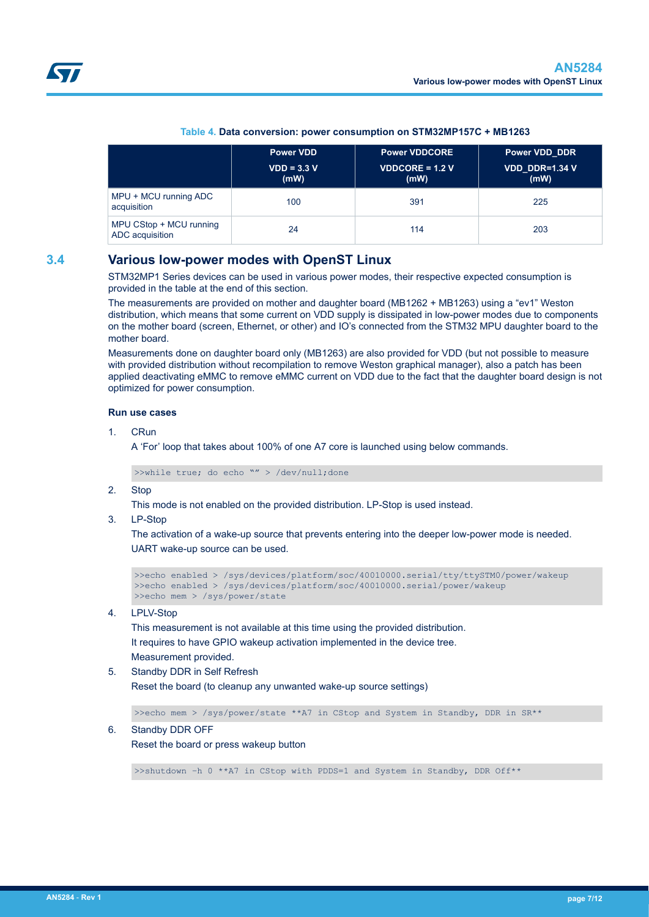**Table 4. Data conversion: power consumption on STM32MP157C + MB1263**

| | Power VDD<br>VDD = 3.3 V<br>(mW) | Power VDDCORE<br>VDDCORE = 1.2 V<br>(mW) | Power VDD_DDR<br>VDD_DDR=1.34 V<br>(mW) |
|---|---|---|---|
| MPU + MCU running ADC acquisition | 100 | 391 | 225 |
| MPU CStop + MCU running ADC acquisition | 24 | 114 | 203 |

## 3.4 Various low-power modes with OpenST Linux

STM32MP1 Series devices can be used in various power modes, their respective expected consumption is provided in the table at the end of this section.

The measurements are provided on mother and daughter board (MB1262 + MB1263) using a “ev1” Weston distribution, which means that some current on VDD supply is dissipated in low-power modes due to components on the mother board (screen, Ethernet, or other) and IO’s connected from the STM32 MPU daughter board to the mother board.

Measurements done on daughter board only (MB1263) are also provided for VDD (but not possible to measure with provided distribution without recompilation to remove Weston graphical manager), also a patch has been applied deactivating eMMC to remove eMMC current on VDD due to the fact that the daughter board design is not optimized for power consumption.

### Run use cases

1. CRun

   A ‘For’ loop that takes about 100% of one A7 core is launched using below commands.

   ```
   >>while true; do echo “” > /dev/null;done
   ```

2. Stop

   This mode is not enabled on the provided distribution. LP-Stop is used instead.

3. LP-Stop

   The activation of a wake-up source that prevents entering into the deeper low-power mode is needed. UART wake-up source can be used.

   ```
   >>echo enabled > /sys/devices/platform/soc/40010000.serial/tty/ttySTM0/power/wakeup
   >>echo enabled > /sys/devices/platform/soc/40010000.serial/power/wakeup
   >>echo mem > /sys/power/state
   ```

4. LPLV-Stop

   This measurement is not available at this time using the provided distribution.

   It requires to have GPIO wakeup activation implemented in the device tree.

   Measurement provided.

5. Standby DDR in Self Refresh

   Reset the board (to cleanup any unwanted wake-up source settings)

   ```
   >>echo mem > /sys/power/state **A7 in CStop and System in Standby, DDR in SR**
   ```

6. Standby DDR OFF

   Reset the board or press wakeup button

   ```
   >>shutdown –h 0 **A7 in CStop with PDDS=1 and System in Standby, DDR Off**
   ```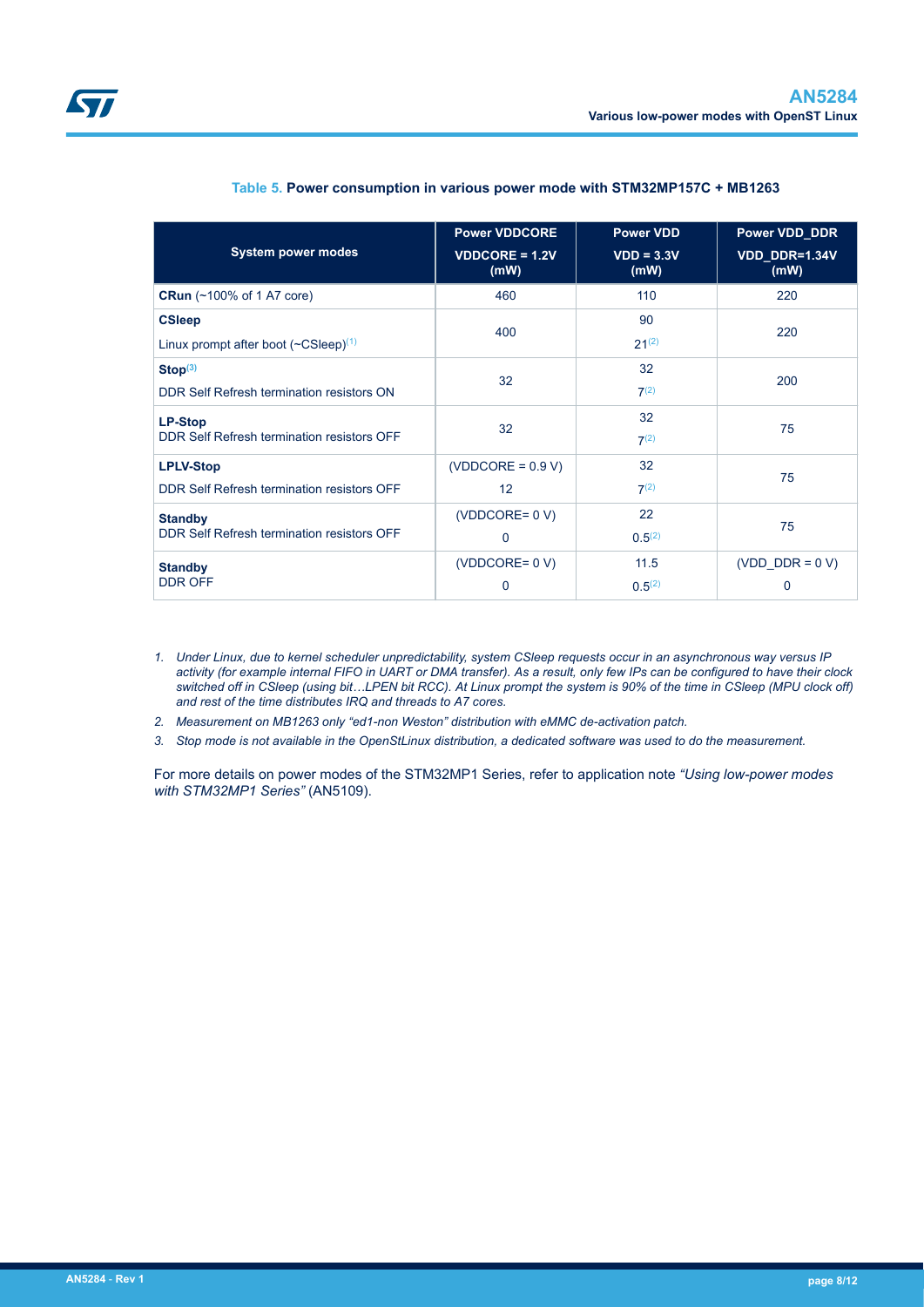**Table 5. Power consumption in various power mode with STM32MP157C + MB1263**

| System power modes | Power VDDCORE VDDCORE = 1.2V (mW) | Power VDD VDD = 3.3V (mW) | Power VDD_DDR VDD_DDR=1.34V (mW) |
|---|---|---|---|
| **CRun** (~100% of 1 A7 core) | 460 | 110 | 220 |
| **CSleep** Linux prompt after boot (~CSleep)(1) | 400 | 90 / 21(2) | 220 |
| **Stop**(3) DDR Self Refresh termination resistors ON | 32 | 32 / 7(2) | 200 |
| **LP-Stop** DDR Self Refresh termination resistors OFF | 32 | 32 / 7(2) | 75 |
| **LPLV-Stop** DDR Self Refresh termination resistors OFF | (VDDCORE = 0.9 V) 12 | 32 / 7(2) | 75 |
| **Standby** DDR Self Refresh termination resistors OFF | (VDDCORE= 0 V) 0 | 22 / 0.5(2) | 75 |
| **Standby** DDR OFF | (VDDCORE= 0 V) 0 | 11.5 / 0.5(2) | (VDD_DDR = 0 V) 0 |

1. *Under Linux, due to kernel scheduler unpredictability, system CSleep requests occur in an asynchronous way versus IP activity (for example internal FIFO in UART or DMA transfer). As a result, only few IPs can be configured to have their clock switched off in CSleep (using bit…LPEN bit RCC). At Linux prompt the system is 90% of the time in CSleep (MPU clock off) and rest of the time distributes IRQ and threads to A7 cores.*
2. *Measurement on MB1263 only "ed1-non Weston" distribution with eMMC de-activation patch.*
3. *Stop mode is not available in the OpenStLinux distribution, a dedicated software was used to do the measurement.*

For more details on power modes of the STM32MP1 Series, refer to application note *"Using low-power modes with STM32MP1 Series"* (AN5109).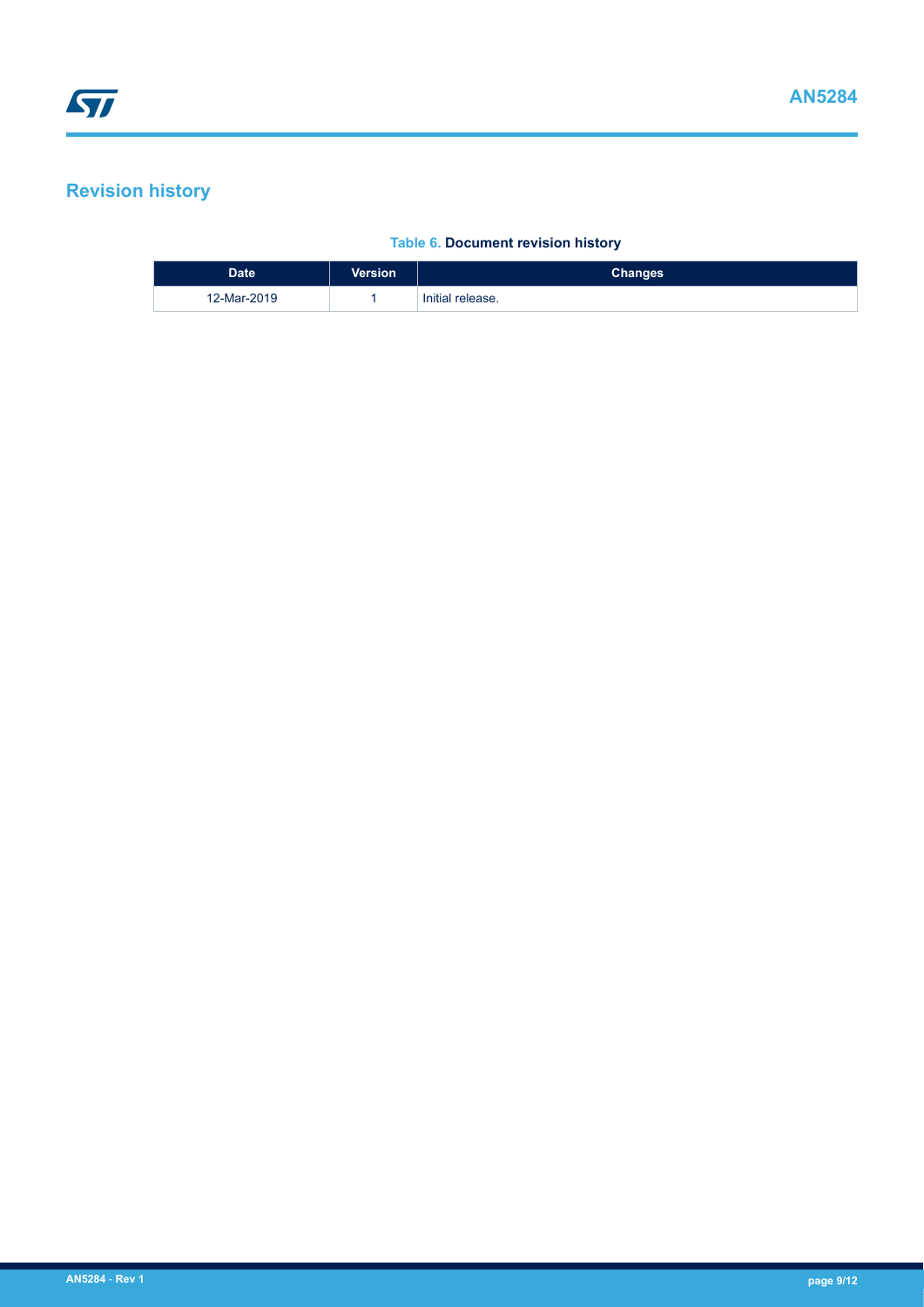## Revision history

**Table 6. Document revision history**

| Date | Version | Changes |
|---|---|---|
| 12-Mar-2019 | 1 | Initial release. |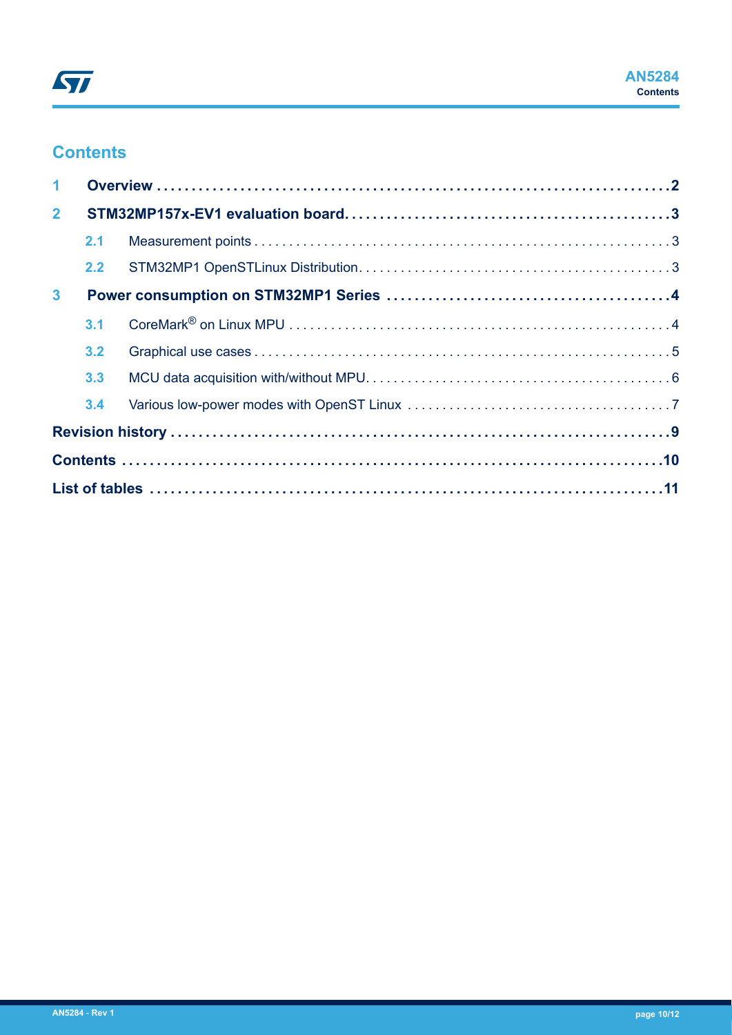## Contents

1 **Overview** .......................................................................... **2**

2 **STM32MP157x-EV1 evaluation board** ........................................................ **3**

- 2.1 Measurement points .......................................................... 3
- 2.2 STM32MP1 OpenSTLinux Distribution ........................................... 3

3 **Power consumption on STM32MP1 Series** ........................................ **4**

- 3.1 CoreMark® on Linux MPU ...................................................... 4
- 3.2 Graphical use cases ......................................................... 5
- 3.3 MCU data acquisition with/without MPU ....................................... 6
- 3.4 Various low-power modes with OpenST Linux .................................. 7

**Revision history** .................................................................. **9**

**Contents** .......................................................................... **10**

**List of tables** ..................................................................... **11**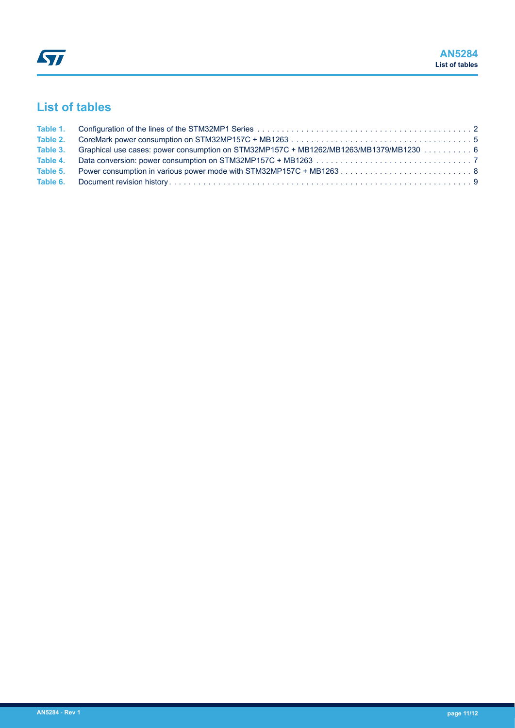## List of tables

Table 1. Configuration of the lines of the STM32MP1 Series . . . . . . . . . . . . . . . . . . . . . . . . . . . . . . . . . . . . . . . . . . . . 2
Table 2. CoreMark power consumption on STM32MP157C + MB1263 . . . . . . . . . . . . . . . . . . . . . . . . . . . . . . . . . . . . . 5
Table 3. Graphical use cases: power consumption on STM32MP157C + MB1262/MB1263/MB1379/MB1230 . . . . . . . . . . 6
Table 4. Data conversion: power consumption on STM32MP157C + MB1263 . . . . . . . . . . . . . . . . . . . . . . . . . . . . . . . . 7
Table 5. Power consumption in various power mode with STM32MP157C + MB1263 . . . . . . . . . . . . . . . . . . . . . . . . . . . 8
Table 6. Document revision history . . . . . . . . . . . . . . . . . . . . . . . . . . . . . . . . . . . . . . . . . . . . . . . . . . . . . . . . . . . . . . 9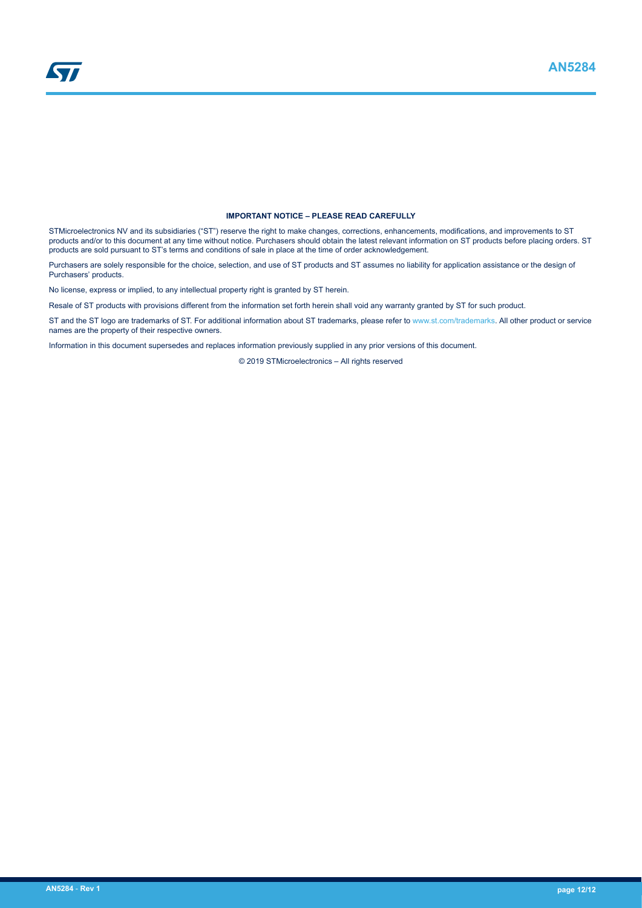**IMPORTANT NOTICE – PLEASE READ CAREFULLY**

STMicroelectronics NV and its subsidiaries ("ST") reserve the right to make changes, corrections, enhancements, modifications, and improvements to ST products and/or to this document at any time without notice. Purchasers should obtain the latest relevant information on ST products before placing orders. ST products are sold pursuant to ST's terms and conditions of sale in place at the time of order acknowledgement.

Purchasers are solely responsible for the choice, selection, and use of ST products and ST assumes no liability for application assistance or the design of Purchasers' products.

No license, express or implied, to any intellectual property right is granted by ST herein.

Resale of ST products with provisions different from the information set forth herein shall void any warranty granted by ST for such product.

ST and the ST logo are trademarks of ST. For additional information about ST trademarks, please refer to www.st.com/trademarks. All other product or service names are the property of their respective owners.

Information in this document supersedes and replaces information previously supplied in any prior versions of this document.

© 2019 STMicroelectronics – All rights reserved